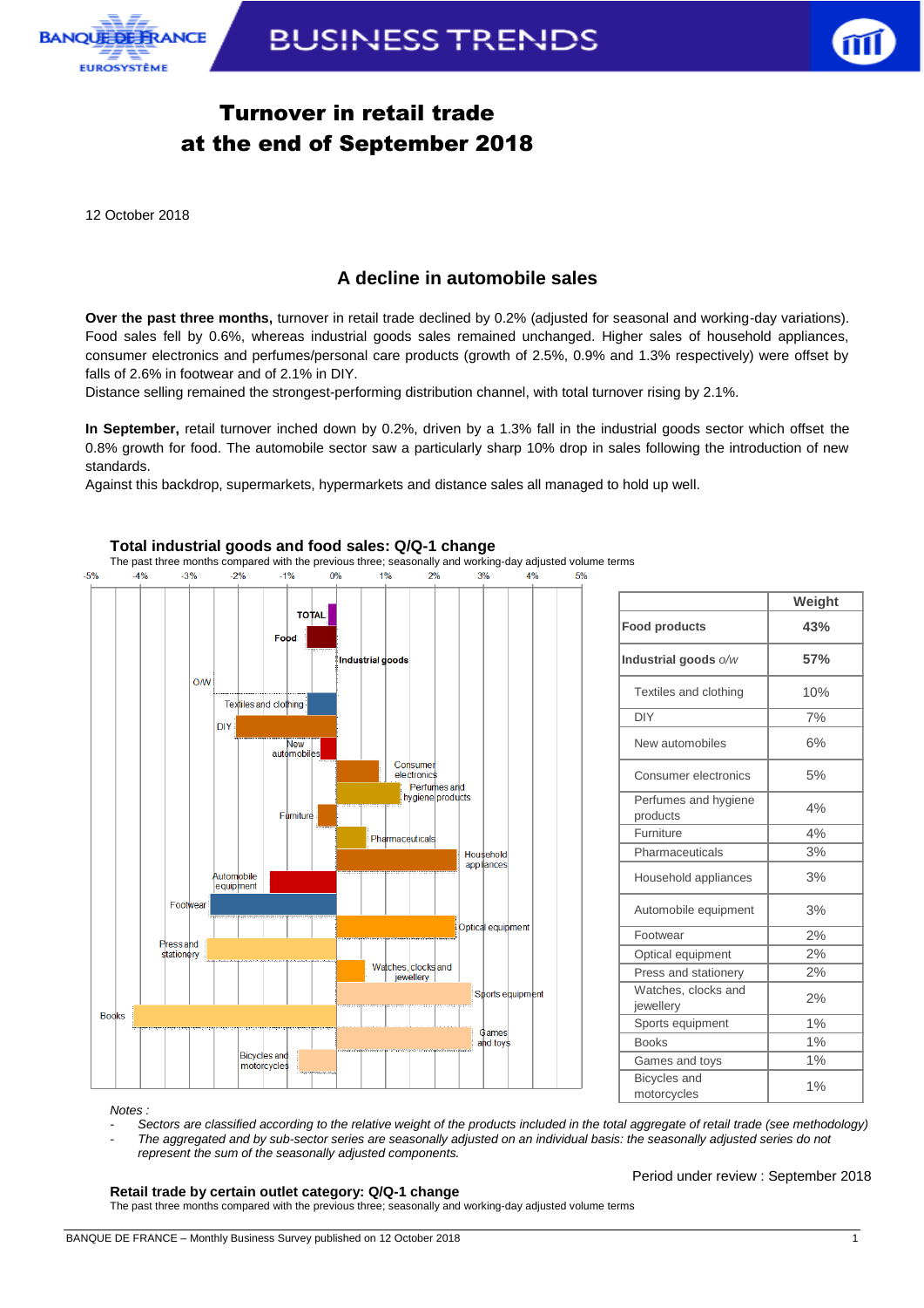# Turnover in retail trade at the end of September 2018

12 October 2018

## A decline in automobile sales

**Over the past three months,** turnover in retail trade declined by 0.2% (adjusted for seasonal and working-day variations). Food sales fell by 0.6%, whereas industrial goods sales remained unchanged. Higher sales of household appliances, consumer electronics and perfumes/personal care products (growth of 2.5%, 0.9% and 1.3% respectively) were offset by falls of 2.6% in footwear and of 2.1% in DIY.

Distance selling remained the strongest-performing distribution channel, with total turnover rising by 2.1%.

**In September,** retail turnover inched down by 0.2%, driven by a 1.3% fall in the industrial goods sector which offset the 0.8% growth for food. The automobile sector saw a particularly sharp 10% drop in sales following the introduction of new standards.

Against this backdrop, supermarkets, hypermarkets and distance sales all managed to hold up well.

### Total industrial goods and food sales: Q/Q-1 change

The past three months compared with the previous three; seasonally and working-day adjusted volume terms

| | Weight |
|---|---|
| Food products | 43% |
| Industrial goods *o/w* | 57% |
| Textiles and clothing | 10% |
| DIY | 7% |
| New automobiles | 6% |
| Consumer electronics | 5% |
| Perfumes and hygiene products | 4% |
| Furniture | 4% |
| Pharmaceuticals | 3% |
| Household appliances | 3% |
| Automobile equipment | 3% |
| Footwear | 2% |
| Optical equipment | 2% |
| Press and stationery | 2% |
| Watches, clocks and jewellery | 2% |
| Sports equipment | 1% |
| Books | 1% |
| Games and toys | 1% |
| Bicycles and motorcycles | 1% |

*Notes :*

- *Sectors are classified according to the relative weight of the products included in the total aggregate of retail trade (see methodology)*
- *The aggregated and by sub-sector series are seasonally adjusted on an individual basis: the seasonally adjusted series do not represent the sum of the seasonally adjusted components.*

Period under review : September 2018

### Retail trade by certain outlet category: Q/Q-1 change

The past three months compared with the previous three; seasonally and working-day adjusted volume terms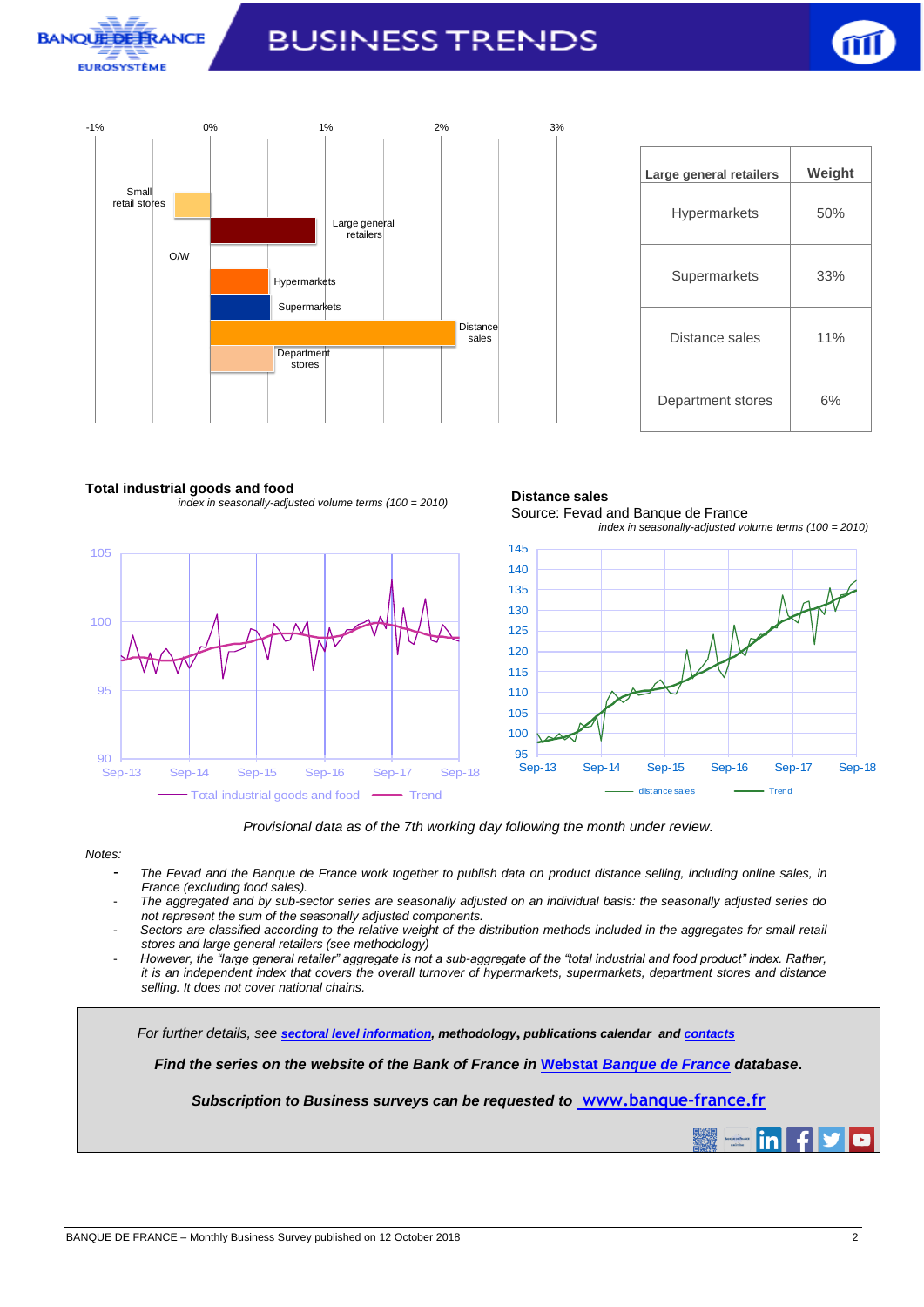-1%
0%
1%
2%
3%

Small retail stores
Large general retailers
O/W
Hypermarkets
Supermarkets
Distance sales
Department stores

| Large general retailers | Weight |
|---|---|
| Hypermarkets | 50% |
| Supermarkets | 33% |
| Distance sales | 11% |
| Department stores | 6% |

**Total industrial goods and food**

*index in seasonally-adjusted volume terms (100 = 2010)*

105
100
95
90
Sep-13 Sep-14 Sep-15 Sep-16 Sep-17 Sep-18

Total industrial goods and food — Trend

**Distance sales**

Source: Fevad and Banque de France

*index in seasonally-adjusted volume terms (100 = 2010)*

145
140
135
130
125
120
115
110
105
100
95
Sep-13 Sep-14 Sep-15 Sep-16 Sep-17 Sep-18

distance sales — Trend

*Provisional data as of the 7th working day following the month under review.*

*Notes:*

- *The Fevad and the Banque de France work together to publish data on product distance selling, including online sales, in France (excluding food sales).*
- *The aggregated and by sub-sector series are seasonally adjusted on an individual basis: the seasonally adjusted series do not represent the sum of the seasonally adjusted components.*
- *Sectors are classified according to the relative weight of the distribution methods included in the aggregates for small retail stores and large general retailers (see methodology)*
- *However, the "large general retailer" aggregate is not a sub-aggregate of the "total industrial and food product" index. Rather, it is an independent index that covers the overall turnover of hypermarkets, supermarkets, department stores and distance selling. It does not cover national chains.*

*For further details, see **sectoral level information**, **methodology**, **publications calendar** and **contacts***

***Find the series on the website of the Bank of France in Webstat Banque de France database.***

***Subscription to Business surveys can be requested to www.banque-france.fr***

BANQUE DE FRANCE – Monthly Business Survey published on 12 October 2018